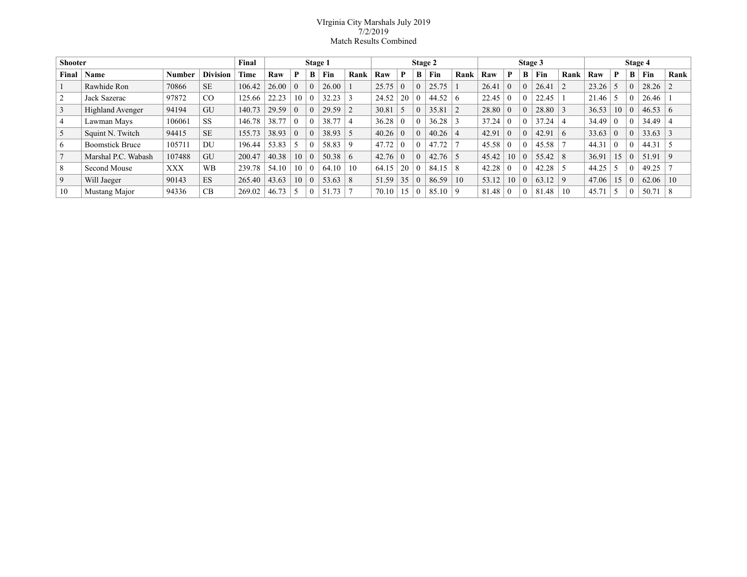VIrginia City Marshals July 2019
7/2/2019
Match Results Combined

| Shooter | | | | Final | Stage 1 | | | | | Stage 2 | | | | | Stage 3 | | | | | Stage 4 | | | | |
|---|---|---|---|---|---|---|---|---|---|---|---|---|---|---|---|---|---|---|---|---|---|---|---|---|
| Final | Name | Number | Division | Time | Raw | P | B | Fin | Rank | Raw | P | B | Fin | Rank | Raw | P | B | Fin | Rank | Raw | P | B | Fin | Rank |
| 1 | Rawhide Ron | 70866 | SE | 106.42 | 26.00 | 0 | 0 | 26.00 | 1 | 25.75 | 0 | 0 | 25.75 | 1 | 26.41 | 0 | 0 | 26.41 | 2 | 23.26 | 5 | 0 | 28.26 | 2 |
| 2 | Jack Sazerac | 97872 | CO | 125.66 | 22.23 | 10 | 0 | 32.23 | 3 | 24.52 | 20 | 0 | 44.52 | 6 | 22.45 | 0 | 0 | 22.45 | 1 | 21.46 | 5 | 0 | 26.46 | 1 |
| 3 | Highland Avenger | 94194 | GU | 140.73 | 29.59 | 0 | 0 | 29.59 | 2 | 30.81 | 5 | 0 | 35.81 | 2 | 28.80 | 0 | 0 | 28.80 | 3 | 36.53 | 10 | 0 | 46.53 | 6 |
| 4 | Lawman Mays | 106061 | SS | 146.78 | 38.77 | 0 | 0 | 38.77 | 4 | 36.28 | 0 | 0 | 36.28 | 3 | 37.24 | 0 | 0 | 37.24 | 4 | 34.49 | 0 | 0 | 34.49 | 4 |
| 5 | Squint N. Twitch | 94415 | SE | 155.73 | 38.93 | 0 | 0 | 38.93 | 5 | 40.26 | 0 | 0 | 40.26 | 4 | 42.91 | 0 | 0 | 42.91 | 6 | 33.63 | 0 | 0 | 33.63 | 3 |
| 6 | Boomstick Bruce | 105711 | DU | 196.44 | 53.83 | 5 | 0 | 58.83 | 9 | 47.72 | 0 | 0 | 47.72 | 7 | 45.58 | 0 | 0 | 45.58 | 7 | 44.31 | 0 | 0 | 44.31 | 5 |
| 7 | Marshal P.C. Wabash | 107488 | GU | 200.47 | 40.38 | 10 | 0 | 50.38 | 6 | 42.76 | 0 | 0 | 42.76 | 5 | 45.42 | 10 | 0 | 55.42 | 8 | 36.91 | 15 | 0 | 51.91 | 9 |
| 8 | Second Mouse | XXX | WB | 239.78 | 54.10 | 10 | 0 | 64.10 | 10 | 64.15 | 20 | 0 | 84.15 | 8 | 42.28 | 0 | 0 | 42.28 | 5 | 44.25 | 5 | 0 | 49.25 | 7 |
| 9 | Will Jaeger | 90143 | ES | 265.40 | 43.63 | 10 | 0 | 53.63 | 8 | 51.59 | 35 | 0 | 86.59 | 10 | 53.12 | 10 | 0 | 63.12 | 9 | 47.06 | 15 | 0 | 62.06 | 10 |
| 10 | Mustang Major | 94336 | CB | 269.02 | 46.73 | 5 | 0 | 51.73 | 7 | 70.10 | 15 | 0 | 85.10 | 9 | 81.48 | 0 | 0 | 81.48 | 10 | 45.71 | 5 | 0 | 50.71 | 8 |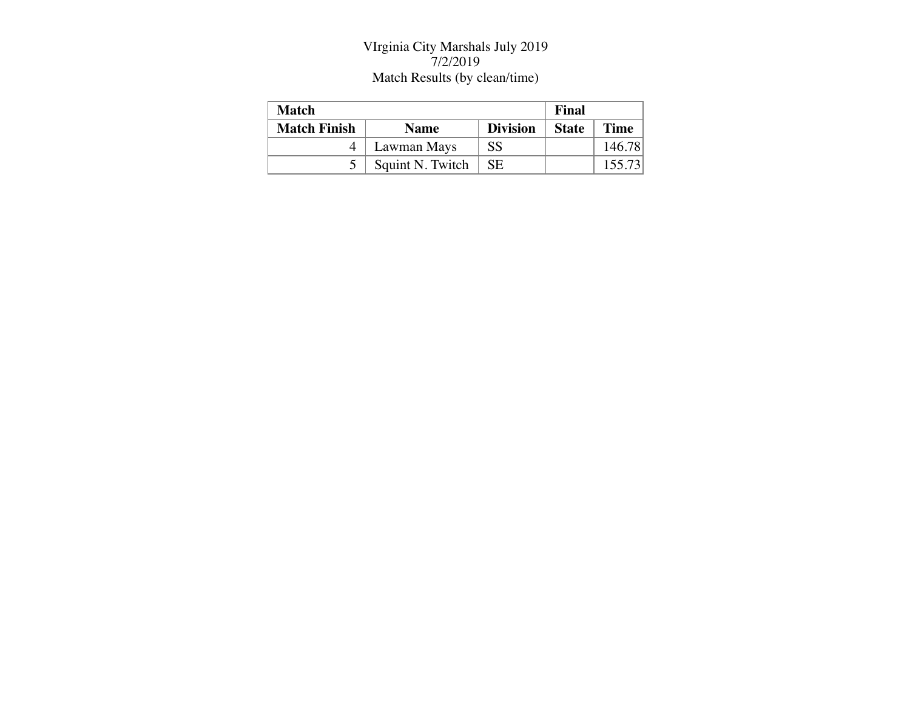VIrginia City Marshals July 2019
7/2/2019
Match Results (by clean/time)

| Match | | | Final | |
|---|---|---|---|---|
| Match Finish | Name | Division | State | Time |
| 4 | Lawman Mays | SS | | 146.78 |
| 5 | Squint N. Twitch | SE | | 155.73 |